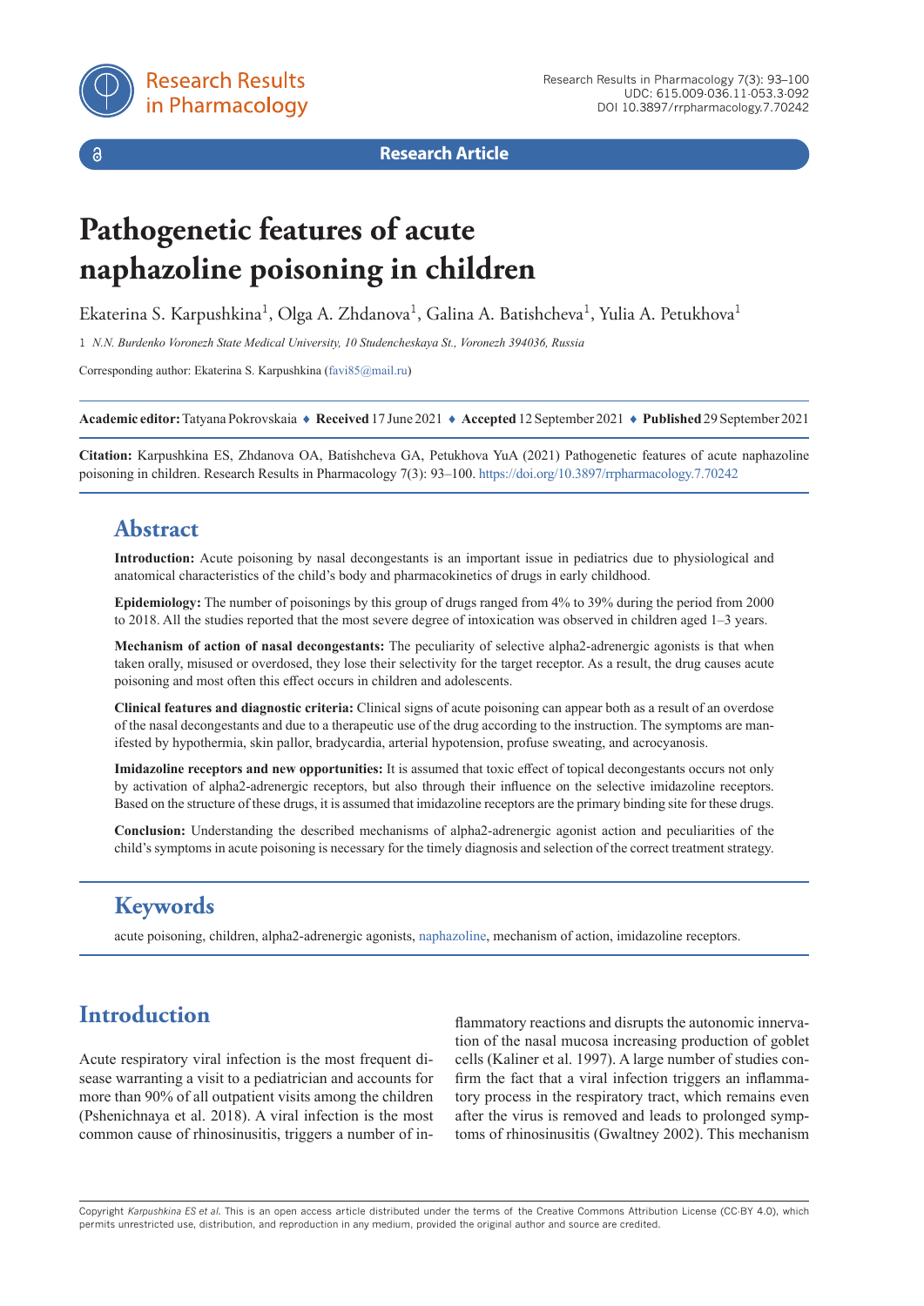Research Article

# Pathogenetic features of acute naphazoline poisoning in children

Ekaterina S. Karpushkina[1], Olga A. Zhdanova[1], Galina A. Batishcheva[1], Yulia A. Petukhova[1]

1 *N.N. Burdenko Voronezh State Medical University, 10 Studencheskaya St., Voronezh 394036, Russia*

Corresponding author: Ekaterina S. Karpushkina (favi85@mail.ru)

**Academic editor:** Tatyana Pokrovskaia ♦ **Received** 17 June 2021 ♦ **Accepted** 12 September 2021 ♦ **Published** 29 September 2021

**Citation:** Karpushkina ES, Zhdanova OA, Batishcheva GA, Petukhova YuA (2021) Pathogenetic features of acute naphazoline poisoning in children. Research Results in Pharmacology 7(3): 93–100. https://doi.org/10.3897/rrpharmacology.7.70242

## Abstract

**Introduction:** Acute poisoning by nasal decongestants is an important issue in pediatrics due to physiological and anatomical characteristics of the child's body and pharmacokinetics of drugs in early childhood.

**Epidemiology:** The number of poisonings by this group of drugs ranged from 4% to 39% during the period from 2000 to 2018. All the studies reported that the most severe degree of intoxication was observed in children aged 1–3 years.

**Mechanism of action of nasal decongestants:** The peculiarity of selective alpha2-adrenergic agonists is that when taken orally, misused or overdosed, they lose their selectivity for the target receptor. As a result, the drug causes acute poisoning and most often this effect occurs in children and adolescents.

**Clinical features and diagnostic criteria:** Clinical signs of acute poisoning can appear both as a result of an overdose of the nasal decongestants and due to a therapeutic use of the drug according to the instruction. The symptoms are manifested by hypothermia, skin pallor, bradycardia, arterial hypotension, profuse sweating, and acrocyanosis.

**Imidazoline receptors and new opportunities:** It is assumed that toxic effect of topical decongestants occurs not only by activation of alpha2-adrenergic receptors, but also through their influence on the selective imidazoline receptors. Based on the structure of these drugs, it is assumed that imidazoline receptors are the primary binding site for these drugs.

**Conclusion:** Understanding the described mechanisms of alpha2-adrenergic agonist action and peculiarities of the child's symptoms in acute poisoning is necessary for the timely diagnosis and selection of the correct treatment strategy.

## Keywords

acute poisoning, children, alpha2-adrenergic agonists, naphazoline, mechanism of action, imidazoline receptors.

## Introduction

Acute respiratory viral infection is the most frequent disease warranting a visit to a pediatrician and accounts for more than 90% of all outpatient visits among the children (Pshenichnaya et al. 2018). A viral infection is the most common cause of rhinosinusitis, triggers a number of inflammatory reactions and disrupts the autonomic innervation of the nasal mucosa increasing production of goblet cells (Kaliner et al. 1997). A large number of studies confirm the fact that a viral infection triggers an inflammatory process in the respiratory tract, which remains even after the virus is removed and leads to prolonged symptoms of rhinosinusitis (Gwaltney 2002). This mechanism

Copyright *Karpushkina ES et al*. This is an open access article distributed under the terms of the Creative Commons Attribution License (CC-BY 4.0), which permits unrestricted use, distribution, and reproduction in any medium, provided the original author and source are credited.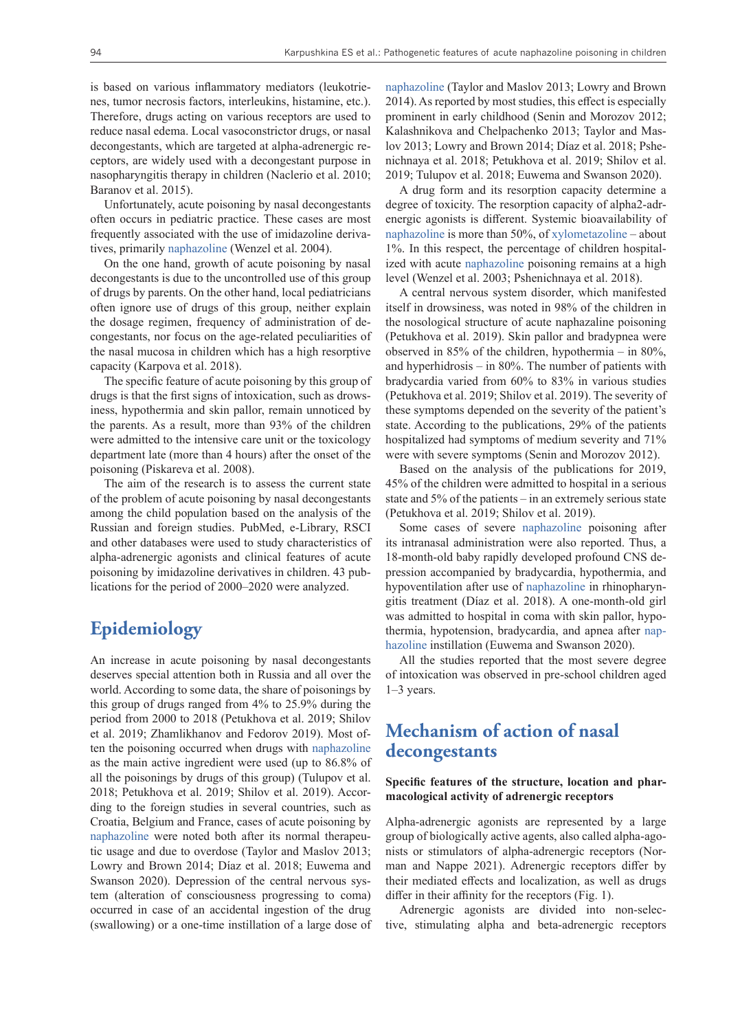is based on various inflammatory mediators (leukotrienes, tumor necrosis factors, interleukins, histamine, etc.). Therefore, drugs acting on various receptors are used to reduce nasal edema. Local vasoconstrictor drugs, or nasal decongestants, which are targeted at alpha-adrenergic receptors, are widely used with a decongestant purpose in nasopharyngitis therapy in children (Naclerio et al. 2010; Baranov et al. 2015).

Unfortunately, acute poisoning by nasal decongestants often occurs in pediatric practice. These cases are most frequently associated with the use of imidazoline derivatives, primarily naphazoline (Wenzel et al. 2004).

On the one hand, growth of acute poisoning by nasal decongestants is due to the uncontrolled use of this group of drugs by parents. On the other hand, local pediatricians often ignore use of drugs of this group, neither explain the dosage regimen, frequency of administration of decongestants, nor focus on the age-related peculiarities of the nasal mucosa in children which has a high resorptive capacity (Karpova et al. 2018).

The specific feature of acute poisoning by this group of drugs is that the first signs of intoxication, such as drowsiness, hypothermia and skin pallor, remain unnoticed by the parents. As a result, more than 93% of the children were admitted to the intensive care unit or the toxicology department late (more than 4 hours) after the onset of the poisoning (Piskareva et al. 2008).

The aim of the research is to assess the current state of the problem of acute poisoning by nasal decongestants among the child population based on the analysis of the Russian and foreign studies. PubMed, e-Library, RSCI and other databases were used to study characteristics of alpha-adrenergic agonists and clinical features of acute poisoning by imidazoline derivatives in children. 43 publications for the period of 2000–2020 were analyzed.

# Epidemiology

An increase in acute poisoning by nasal decongestants deserves special attention both in Russia and all over the world. According to some data, the share of poisonings by this group of drugs ranged from 4% to 25.9% during the period from 2000 to 2018 (Petukhova et al. 2019; Shilov et al. 2019; Zhamlikhanov and Fedorov 2019). Most often the poisoning occurred when drugs with naphazoline as the main active ingredient were used (up to 86.8% of all the poisonings by drugs of this group) (Tulupov et al. 2018; Petukhova et al. 2019; Shilov et al. 2019). According to the foreign studies in several countries, such as Croatia, Belgium and France, cases of acute poisoning by naphazoline were noted both after its normal therapeutic usage and due to overdose (Taylor and Maslov 2013; Lowry and Brown 2014; Díaz et al. 2018; Euwema and Swanson 2020). Depression of the central nervous system (alteration of consciousness progressing to coma) occurred in case of an accidental ingestion of the drug (swallowing) or a one-time instillation of a large dose of naphazoline (Taylor and Maslov 2013; Lowry and Brown 2014). As reported by most studies, this effect is especially prominent in early childhood (Senin and Morozov 2012; Kalashnikova and Chelpachenko 2013; Taylor and Maslov 2013; Lowry and Brown 2014; Díaz et al. 2018; Pshenichnaya et al. 2018; Petukhova et al. 2019; Shilov et al. 2019; Tulupov et al. 2018; Euwema and Swanson 2020).

A drug form and its resorption capacity determine a degree of toxicity. The resorption capacity of alpha2-adrenergic agonists is different. Systemic bioavailability of naphazoline is more than 50%, of xylometazoline – about 1%. In this respect, the percentage of children hospitalized with acute naphazoline poisoning remains at a high level (Wenzel et al. 2003; Pshenichnaya et al. 2018).

A central nervous system disorder, which manifested itself in drowsiness, was noted in 98% of the children in the nosological structure of acute naphazaline poisoning (Petukhova et al. 2019). Skin pallor and bradypnea were observed in 85% of the children, hypothermia – in 80%, and hyperhidrosis – in 80%. The number of patients with bradycardia varied from 60% to 83% in various studies (Petukhova et al. 2019; Shilov et al. 2019). The severity of these symptoms depended on the severity of the patient's state. According to the publications, 29% of the patients hospitalized had symptoms of medium severity and 71% were with severe symptoms (Senin and Morozov 2012).

Based on the analysis of the publications for 2019, 45% of the children were admitted to hospital in a serious state and 5% of the patients – in an extremely serious state (Petukhova et al. 2019; Shilov et al. 2019).

Some cases of severe naphazoline poisoning after its intranasal administration were also reported. Thus, a 18-month-old baby rapidly developed profound CNS depression accompanied by bradycardia, hypothermia, and hypoventilation after use of naphazoline in rhinopharyngitis treatment (Díaz et al. 2018). A one-month-old girl was admitted to hospital in coma with skin pallor, hypothermia, hypotension, bradycardia, and apnea after naphazoline instillation (Euwema and Swanson 2020).

All the studies reported that the most severe degree of intoxication was observed in pre-school children aged 1–3 years.

# Mechanism of action of nasal decongestants

### Specific features of the structure, location and pharmacological activity of adrenergic receptors

Alpha-adrenergic agonists are represented by a large group of biologically active agents, also called alpha-agonists or stimulators of alpha-adrenergic receptors (Norman and Nappe 2021). Adrenergic receptors differ by their mediated effects and localization, as well as drugs differ in their affinity for the receptors (Fig. 1).

Adrenergic agonists are divided into non-selective, stimulating alpha and beta-adrenergic receptors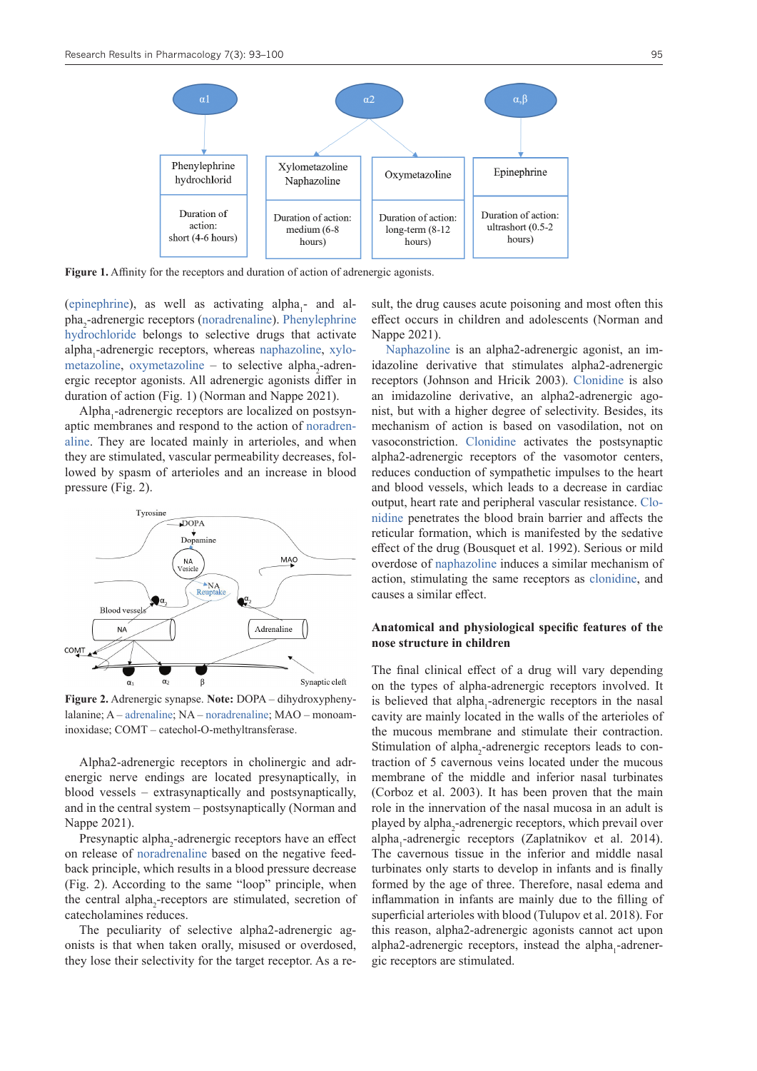**Figure 1.** Affinity for the receptors and duration of action of adrenergic agonists.

(epinephrine), as well as activating alpha$_1$- and alpha$_2$-adrenergic receptors (noradrenaline). Phenylephrine hydrochloride belongs to selective drugs that activate alpha$_1$-adrenergic receptors, whereas naphazoline, xylometazoline, oxymetazoline – to selective alpha$_2$-adrenergic receptor agonists. All adrenergic agonists differ in duration of action (Fig. 1) (Norman and Nappe 2021).

Alpha$_1$-adrenergic receptors are localized on postsynaptic membranes and respond to the action of noradrenaline. They are located mainly in arterioles, and when they are stimulated, vascular permeability decreases, followed by spasm of arterioles and an increase in blood pressure (Fig. 2).

**Figure 2.** Adrenergic synapse. **Note:** DOPA – dihydroxyphenylalanine; A – adrenaline; NA – noradrenaline; MAO – monoaminoxidase; COMT – catechol-O-methyltransferase.

Alpha2-adrenergic receptors in cholinergic and adrenergic nerve endings are located presynaptically, in blood vessels – extrasynaptically and postsynaptically, and in the central system – postsynaptically (Norman and Nappe 2021).

Presynaptic alpha$_2$-adrenergic receptors have an effect on release of noradrenaline based on the negative feedback principle, which results in a blood pressure decrease (Fig. 2). According to the same "loop" principle, when the central alpha$_2$-receptors are stimulated, secretion of catecholamines reduces.

The peculiarity of selective alpha2-adrenergic agonists is that when taken orally, misused or overdosed, they lose their selectivity for the target receptor. As a result, the drug causes acute poisoning and most often this effect occurs in children and adolescents (Norman and Nappe 2021).

Naphazoline is an alpha2-adrenergic agonist, an imidazoline derivative that stimulates alpha2-adrenergic receptors (Johnson and Hricik 2003). Clonidine is also an imidazoline derivative, an alpha2-adrenergic agonist, but with a higher degree of selectivity. Besides, its mechanism of action is based on vasodilation, not on vasoconstriction. Clonidine activates the postsynaptic alpha2-adrenergic receptors of the vasomotor centers, reduces conduction of sympathetic impulses to the heart and blood vessels, which leads to a decrease in cardiac output, heart rate and peripheral vascular resistance. Clonidine penetrates the blood brain barrier and affects the reticular formation, which is manifested by the sedative effect of the drug (Bousquet et al. 1992). Serious or mild overdose of naphazoline induces a similar mechanism of action, stimulating the same receptors as clonidine, and causes a similar effect.

## Anatomical and physiological specific features of the nose structure in children

The final clinical effect of a drug will vary depending on the types of alpha-adrenergic receptors involved. It is believed that alpha$_1$-adrenergic receptors in the nasal cavity are mainly located in the walls of the arterioles of the mucous membrane and stimulate their contraction. Stimulation of alpha$_2$-adrenergic receptors leads to contraction of 5 cavernous veins located under the mucous membrane of the middle and inferior nasal turbinates (Corboz et al. 2003). It has been proven that the main role in the innervation of the nasal mucosa in an adult is played by alpha$_2$-adrenergic receptors, which prevail over alpha$_1$-adrenergic receptors (Zaplatnikov et al. 2014). The cavernous tissue in the inferior and middle nasal turbinates only starts to develop in infants and is finally formed by the age of three. Therefore, nasal edema and inflammation in infants are mainly due to the filling of superficial arterioles with blood (Tulupov et al. 2018). For this reason, alpha2-adrenergic agonists cannot act upon alpha2-adrenergic receptors, instead the alpha$_1$-adrenergic receptors are stimulated.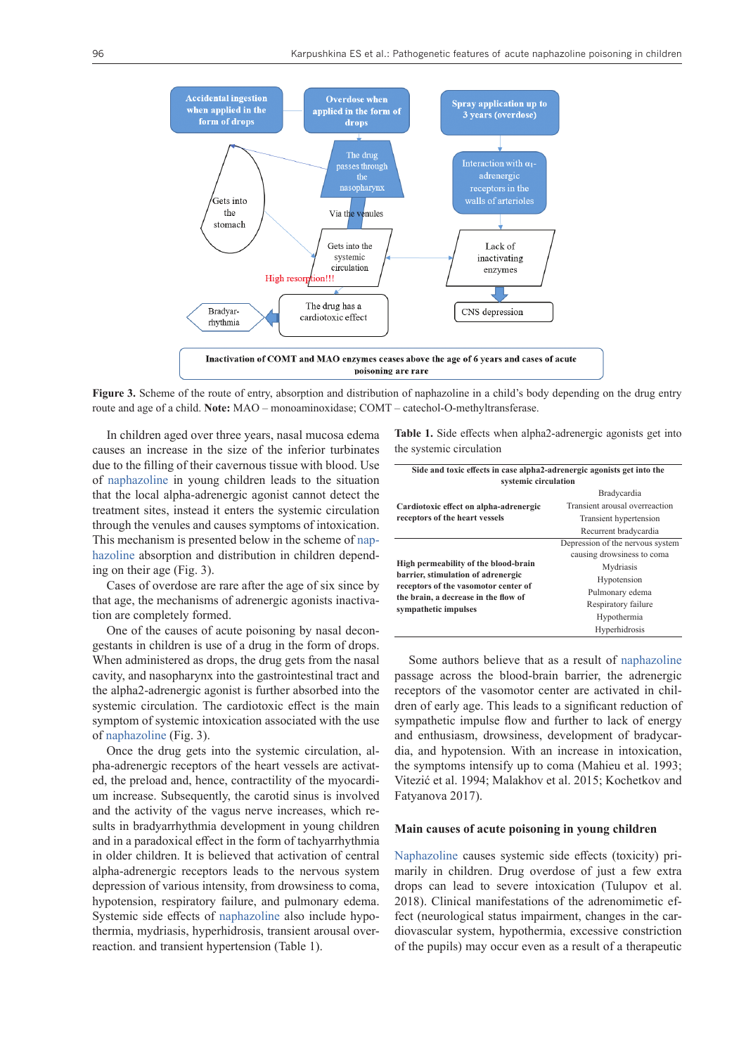Accidental ingestion when applied in the form of drops

Overdose when applied in the form of drops

Spray application up to 3 years (overdose)

The drug passes through the nasopharynx

Interaction with $\alpha_1$-adrenergic receptors in the walls of arterioles

Gets into the stomach

Via the venules

Gets into the systemic circulation

Lack of inactivating enzymes

High resorption!!!

Bradyarrhythmia

The drug has a cardiotoxic effect

CNS depression

Inactivation of COMT and MAO enzymes ceases above the age of 6 years and cases of acute poisoning are rare

**Figure 3.** Scheme of the route of entry, absorption and distribution of naphazoline in a child's body depending on the drug entry route and age of a child. **Note:** MAO – monoaminoxidase; COMT – catechol-O-methyltransferase.

In children aged over three years, nasal mucosa edema causes an increase in the size of the inferior turbinates due to the filling of their cavernous tissue with blood. Use of naphazoline in young children leads to the situation that the local alpha-adrenergic agonist cannot detect the treatment sites, instead it enters the systemic circulation through the venules and causes symptoms of intoxication. This mechanism is presented below in the scheme of naphazoline absorption and distribution in children depending on their age (Fig. 3).

Cases of overdose are rare after the age of six since by that age, the mechanisms of adrenergic agonists inactivation are completely formed.

One of the causes of acute poisoning by nasal decongestants in children is use of a drug in the form of drops. When administered as drops, the drug gets from the nasal cavity, and nasopharynx into the gastrointestinal tract and the alpha2-adrenergic agonist is further absorbed into the systemic circulation. The cardiotoxic effect is the main symptom of systemic intoxication associated with the use of naphazoline (Fig. 3).

Once the drug gets into the systemic circulation, alpha-adrenergic receptors of the heart vessels are activated, the preload and, hence, contractility of the myocardium increase. Subsequently, the carotid sinus is involved and the activity of the vagus nerve increases, which results in bradyarrhythmia development in young children and in a paradoxical effect in the form of tachyarrhythmia in older children. It is believed that activation of central alpha-adrenergic receptors leads to the nervous system depression of various intensity, from drowsiness to coma, hypotension, respiratory failure, and pulmonary edema. Systemic side effects of naphazoline also include hypothermia, mydriasis, hyperhidrosis, transient arousal overreaction. and transient hypertension (Table 1).

**Table 1.** Side effects when alpha2-adrenergic agonists get into the systemic circulation

| Side and toxic effects in case alpha2-adrenergic agonists get into the systemic circulation | |
|---|---|
| **Cardiotoxic effect on alpha-adrenergic receptors of the heart vessels** | Bradycardia<br>Transient arousal overreaction<br>Transient hypertension<br>Recurrent bradycardia |
| **High permeability of the blood-brain barrier, stimulation of adrenergic receptors of the vasomotor center of the brain, a decrease in the flow of sympathetic impulses** | Depression of the nervous system causing drowsiness to coma<br>Mydriasis<br>Hypotension<br>Pulmonary edema<br>Respiratory failure<br>Hypothermia<br>Hyperhidrosis |

Some authors believe that as a result of naphazoline passage across the blood-brain barrier, the adrenergic receptors of the vasomotor center are activated in children of early age. This leads to a significant reduction of sympathetic impulse flow and further to lack of energy and enthusiasm, drowsiness, development of bradycardia, and hypotension. With an increase in intoxication, the symptoms intensify up to coma (Mahieu et al. 1993; Vitezić et al. 1994; Malakhov et al. 2015; Kochetkov and Fatyanova 2017).

## Main causes of acute poisoning in young children

Naphazoline causes systemic side effects (toxicity) primarily in children. Drug overdose of just a few extra drops can lead to severe intoxication (Tulupov et al. 2018). Clinical manifestations of the adrenomimetic effect (neurological status impairment, changes in the cardiovascular system, hypothermia, excessive constriction of the pupils) may occur even as a result of a therapeutic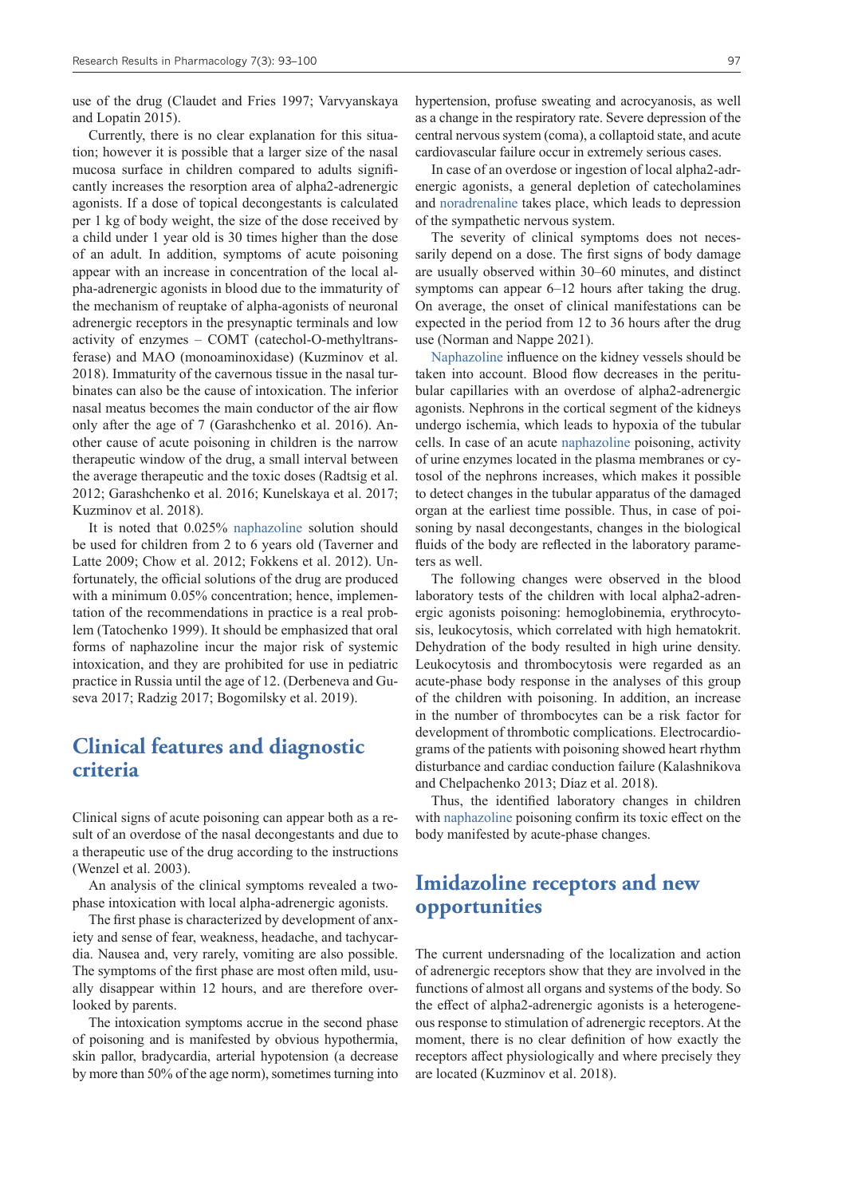use of the drug (Claudet and Fries 1997; Varvyanskaya and Lopatin 2015).

Currently, there is no clear explanation for this situation; however it is possible that a larger size of the nasal mucosa surface in children compared to adults significantly increases the resorption area of alpha2-adrenergic agonists. If a dose of topical decongestants is calculated per 1 kg of body weight, the size of the dose received by a child under 1 year old is 30 times higher than the dose of an adult. In addition, symptoms of acute poisoning appear with an increase in concentration of the local alpha-adrenergic agonists in blood due to the immaturity of the mechanism of reuptake of alpha-agonists of neuronal adrenergic receptors in the presynaptic terminals and low activity of enzymes – COMT (catechol-O-methyltransferase) and MAO (monoaminoxidase) (Kuzminov et al. 2018). Immaturity of the cavernous tissue in the nasal turbinates can also be the cause of intoxication. The inferior nasal meatus becomes the main conductor of the air flow only after the age of 7 (Garashchenko et al. 2016). Another cause of acute poisoning in children is the narrow therapeutic window of the drug, a small interval between the average therapeutic and the toxic doses (Radtsig et al. 2012; Garashchenko et al. 2016; Kunelskaya et al. 2017; Kuzminov et al. 2018).

It is noted that 0.025% naphazoline solution should be used for children from 2 to 6 years old (Taverner and Latte 2009; Chow et al. 2012; Fokkens et al. 2012). Unfortunately, the official solutions of the drug are produced with a minimum 0.05% concentration; hence, implementation of the recommendations in practice is a real problem (Tatochenko 1999). It should be emphasized that oral forms of naphazoline incur the major risk of systemic intoxication, and they are prohibited for use in pediatric practice in Russia until the age of 12. (Derbeneva and Guseva 2017; Radzig 2017; Bogomilsky et al. 2019).

## Clinical features and diagnostic criteria

Clinical signs of acute poisoning can appear both as a result of an overdose of the nasal decongestants and due to a therapeutic use of the drug according to the instructions (Wenzel et al. 2003).

An analysis of the clinical symptoms revealed a two-phase intoxication with local alpha-adrenergic agonists.

The first phase is characterized by development of anxiety and sense of fear, weakness, headache, and tachycardia. Nausea and, very rarely, vomiting are also possible. The symptoms of the first phase are most often mild, usually disappear within 12 hours, and are therefore overlooked by parents.

The intoxication symptoms accrue in the second phase of poisoning and is manifested by obvious hypothermia, skin pallor, bradycardia, arterial hypotension (a decrease by more than 50% of the age norm), sometimes turning into hypertension, profuse sweating and acrocyanosis, as well as a change in the respiratory rate. Severe depression of the central nervous system (coma), a collaptoid state, and acute cardiovascular failure occur in extremely serious cases.

In case of an overdose or ingestion of local alpha2-adrenergic agonists, a general depletion of catecholamines and noradrenaline takes place, which leads to depression of the sympathetic nervous system.

The severity of clinical symptoms does not necessarily depend on a dose. The first signs of body damage are usually observed within 30–60 minutes, and distinct symptoms can appear 6–12 hours after taking the drug. On average, the onset of clinical manifestations can be expected in the period from 12 to 36 hours after the drug use (Norman and Nappe 2021).

Naphazoline influence on the kidney vessels should be taken into account. Blood flow decreases in the peritubular capillaries with an overdose of alpha2-adrenergic agonists. Nephrons in the cortical segment of the kidneys undergo ischemia, which leads to hypoxia of the tubular cells. In case of an acute naphazoline poisoning, activity of urine enzymes located in the plasma membranes or cytosol of the nephrons increases, which makes it possible to detect changes in the tubular apparatus of the damaged organ at the earliest time possible. Thus, in case of poisoning by nasal decongestants, changes in the biological fluids of the body are reflected in the laboratory parameters as well.

The following changes were observed in the blood laboratory tests of the children with local alpha2-adrenergic agonists poisoning: hemoglobinemia, erythrocytosis, leukocytosis, which correlated with high hematokrit. Dehydration of the body resulted in high urine density. Leukocytosis and thrombocytosis were regarded as an acute-phase body response in the analyses of this group of the children with poisoning. In addition, an increase in the number of thrombocytes can be a risk factor for development of thrombotic complications. Electrocardiograms of the patients with poisoning showed heart rhythm disturbance and cardiac conduction failure (Kalashnikova and Chelpachenko 2013; Díaz et al. 2018).

Thus, the identified laboratory changes in children with naphazoline poisoning confirm its toxic effect on the body manifested by acute-phase changes.

## Imidazoline receptors and new opportunities

The current undersnading of the localization and action of adrenergic receptors show that they are involved in the functions of almost all organs and systems of the body. So the effect of alpha2-adrenergic agonists is a heterogeneous response to stimulation of adrenergic receptors. At the moment, there is no clear definition of how exactly the receptors affect physiologically and where precisely they are located (Kuzminov et al. 2018).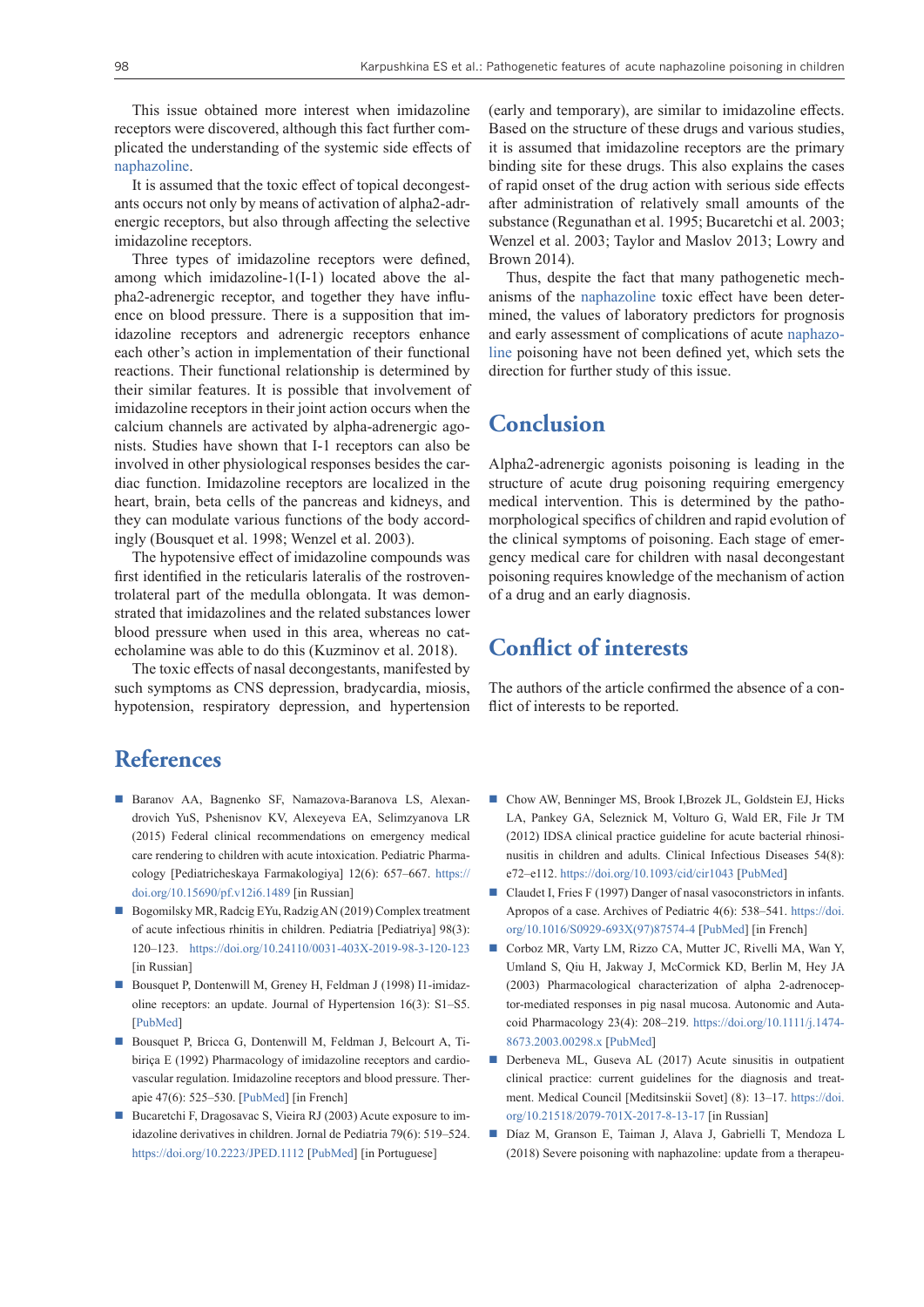This issue obtained more interest when imidazoline receptors were discovered, although this fact further complicated the understanding of the systemic side effects of naphazoline.

It is assumed that the toxic effect of topical decongestants occurs not only by means of activation of alpha2-adrenergic receptors, but also through affecting the selective imidazoline receptors.

Three types of imidazoline receptors were defined, among which imidazoline-1(I-1) located above the alpha2-adrenergic receptor, and together they have influence on blood pressure. There is a supposition that imidazoline receptors and adrenergic receptors enhance each other's action in implementation of their functional reactions. Their functional relationship is determined by their similar features. It is possible that involvement of imidazoline receptors in their joint action occurs when the calcium channels are activated by alpha-adrenergic agonists. Studies have shown that I-1 receptors can also be involved in other physiological responses besides the cardiac function. Imidazoline receptors are localized in the heart, brain, beta cells of the pancreas and kidneys, and they can modulate various functions of the body accordingly (Bousquet et al. 1998; Wenzel et al. 2003).

The hypotensive effect of imidazoline compounds was first identified in the reticularis lateralis of the rostroventrolateral part of the medulla oblongata. It was demonstrated that imidazolines and the related substances lower blood pressure when used in this area, whereas no catecholamine was able to do this (Kuzminov et al. 2018).

The toxic effects of nasal decongestants, manifested by such symptoms as CNS depression, bradycardia, miosis, hypotension, respiratory depression, and hypertension (early and temporary), are similar to imidazoline effects. Based on the structure of these drugs and various studies, it is assumed that imidazoline receptors are the primary binding site for these drugs. This also explains the cases of rapid onset of the drug action with serious side effects after administration of relatively small amounts of the substance (Regunathan et al. 1995; Bucaretchi et al. 2003; Wenzel et al. 2003; Taylor and Maslov 2013; Lowry and Brown 2014).

Thus, despite the fact that many pathogenetic mechanisms of the naphazoline toxic effect have been determined, the values of laboratory predictors for prognosis and early assessment of complications of acute naphazoline poisoning have not been defined yet, which sets the direction for further study of this issue.

## Conclusion

Alpha2-adrenergic agonists poisoning is leading in the structure of acute drug poisoning requiring emergency medical intervention. This is determined by the pathomorphological specifics of children and rapid evolution of the clinical symptoms of poisoning. Each stage of emergency medical care for children with nasal decongestant poisoning requires knowledge of the mechanism of action of a drug and an early diagnosis.

## Conflict of interests

The authors of the article confirmed the absence of a conflict of interests to be reported.

## References

- Baranov AA, Bagnenko SF, Namazova-Baranova LS, Alexandrovich YuS, Pshenisnov KV, Alexeyeva EA, Selimzyanova LR (2015) Federal clinical recommendations on emergency medical care rendering to children with acute intoxication. Pediatric Pharmacology [Pediatricheskaya Farmakologiya] 12(6): 657–667. https://doi.org/10.15690/pf.v12i6.1489 [in Russian]
- Bogomilsky MR, Radcig EYu, Radzig AN (2019) Complex treatment of acute infectious rhinitis in children. Pediatria [Pediatriya] 98(3): 120–123. https://doi.org/10.24110/0031-403X-2019-98-3-120-123 [in Russian]
- Bousquet P, Dontenwill M, Greney H, Feldman J (1998) I1-imidazoline receptors: an update. Journal of Hypertension 16(3): S1–S5. [PubMed]
- Bousquet P, Bricca G, Dontenwill M, Feldman J, Belcourt A, Tibiriça E (1992) Pharmacology of imidazoline receptors and cardiovascular regulation. Imidazoline receptors and blood pressure. Therapie 47(6): 525–530. [PubMed] [in French]
- Bucaretchi F, Dragosavac S, Vieira RJ (2003) Acute exposure to imidazoline derivatives in children. Jornal de Pediatria 79(6): 519–524. https://doi.org/10.2223/JPED.1112 [PubMed] [in Portuguese]
- Chow AW, Benninger MS, Brook I,Brozek JL, Goldstein EJ, Hicks LA, Pankey GA, Seleznick M, Volturo G, Wald ER, File Jr TM (2012) IDSA clinical practice guideline for acute bacterial rhinosinusitis in children and adults. Clinical Infectious Diseases 54(8): e72–e112. https://doi.org/10.1093/cid/cir1043 [PubMed]
- Claudet I, Fries F (1997) Danger of nasal vasoconstrictors in infants. Apropos of a case. Archives of Pediatric 4(6): 538–541. https://doi.org/10.1016/S0929-693X(97)87574-4 [PubMed] [in French]
- Corboz MR, Varty LM, Rizzo CA, Mutter JC, Rivelli MA, Wan Y, Umland S, Qiu H, Jakway J, McCormick KD, Berlin M, Hey JA (2003) Pharmacological characterization of alpha 2-adrenoceptor-mediated responses in pig nasal mucosa. Autonomic and Autacoid Pharmacology 23(4): 208–219. https://doi.org/10.1111/j.1474-8673.2003.00298.x [PubMed]
- Derbeneva ML, Guseva AL (2017) Acute sinusitis in outpatient clinical practice: current guidelines for the diagnosis and treatment. Medical Council [Meditsinskii Sovet] (8): 13–17. https://doi.org/10.21518/2079-701X-2017-8-13-17 [in Russian]
- Díaz M, Granson E, Taiman J, Alava J, Gabrielli T, Mendoza L (2018) Severe poisoning with naphazoline: update from a therapeu-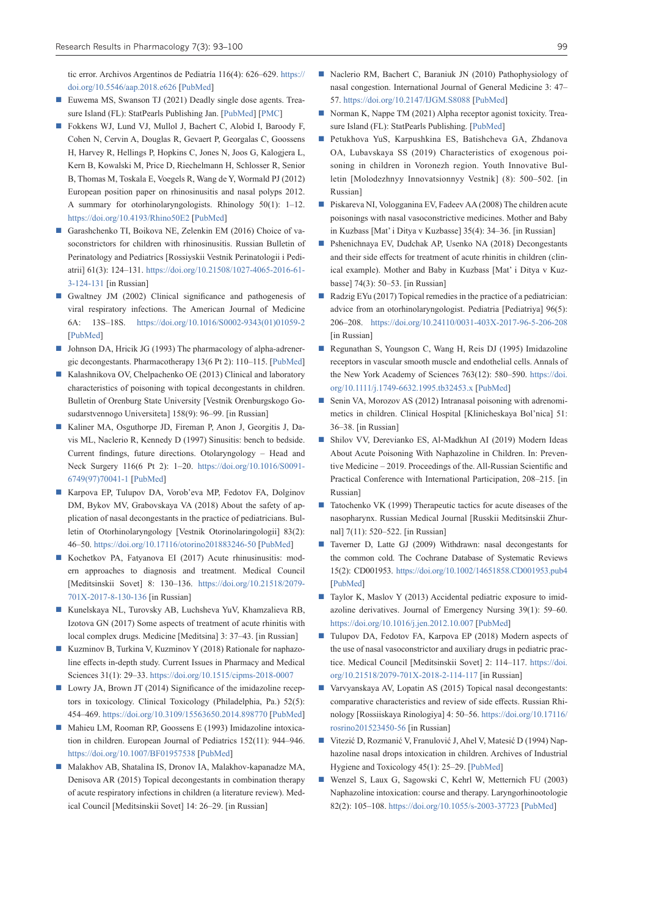tic error. Archivos Argentinos de Pediatría 116(4): 626–629. https://doi.org/10.5546/aap.2018.e626 [PubMed]

- Euwema MS, Swanson TJ (2021) Deadly single dose agents. Treasure Island (FL): StatPearls Publishing Jan. [PubMed] [PMC]
- Fokkens WJ, Lund VJ, Mullol J, Bachert C, Alobid I, Baroody F, Cohen N, Cervin A, Douglas R, Gevaert P, Georgalas C, Goossens H, Harvey R, Hellings P, Hopkins C, Jones N, Joos G, Kalogjera L, Kern B, Kowalski M, Price D, Riechelmann H, Schlosser R, Senior B, Thomas M, Toskala E, Voegels R, Wang de Y, Wormald PJ (2012) European position paper on rhinosinusitis and nasal polyps 2012. A summary for otorhinolaryngologists. Rhinology 50(1): 1–12. https://doi.org/10.4193/Rhino50E2 [PubMed]
- Garashchenko TI, Boikova NE, Zelenkin EM (2016) Choice of vasoconstrictors for children with rhinosinusitis. Russian Bulletin of Perinatology and Pediatrics [Rossiyskii Vestnik Perinatologii i Pediatrii] 61(3): 124–131. https://doi.org/10.21508/1027-4065-2016-61-3-124-131 [in Russian]
- Gwaltney JM (2002) Clinical significance and pathogenesis of viral respiratory infections. The American Journal of Medicine 6A: 13S–18S. https://doi.org/10.1016/S0002-9343(01)01059-2 [PubMed]
- Johnson DA, Hricik JG (1993) The pharmacology of alpha-adrenergic decongestants. Pharmacotherapy 13(6 Pt 2): 110–115. [PubMed]
- Kalashnikova OV, Chelpachenko OE (2013) Clinical and laboratory characteristics of poisoning with topical decongestants in children. Bulletin of Orenburg State University [Vestnik Orenburgskogo Gosudarstvennogo Universiteta] 158(9): 96–99. [in Russian]
- Kaliner MA, Osguthorpe JD, Fireman P, Anon J, Georgitis J, Davis ML, Naclerio R, Kennedy D (1997) Sinusitis: bench to bedside. Current findings, future directions. Otolaryngology – Head and Neck Surgery 116(6 Pt 2): 1–20. https://doi.org/10.1016/S0091-6749(97)70041-1 [PubMed]
- Karpova EP, Tulupov DA, Vorob'eva MP, Fedotov FA, Dolginov DM, Bykov MV, Grabovskaya VA (2018) About the safety of application of nasal decongestants in the practice of pediatricians. Bulletin of Otorhinolaryngology [Vestnik Otorinolaringologii] 83(2): 46–50. https://doi.org/10.17116/otorino201883246-50 [PubMed]
- Kochetkov PA, Fatyanova EI (2017) Acute rhinusinusitis: modern approaches to diagnosis and treatment. Medical Council [Meditsinskii Sovet] 8: 130–136. https://doi.org/10.21518/2079-701X-2017-8-130-136 [in Russian]
- Kunelskaya NL, Turovsky AB, Luchsheva YuV, Khamzalieva RB, Izotova GN (2017) Some aspects of treatment of acute rhinitis with local complex drugs. Medicine [Meditsina] 3: 37–43. [in Russian]
- Kuzminov B, Turkina V, Kuzminov Y (2018) Rationale for naphazoline effects in-depth study. Current Issues in Pharmacy and Medical Sciences 31(1): 29–33. https://doi.org/10.1515/cipms-2018-0007
- Lowry JA, Brown JT (2014) Significance of the imidazoline receptors in toxicology. Clinical Toxicology (Philadelphia, Pa.) 52(5): 454–469. https://doi.org/10.3109/15563650.2014.898770 [PubMed]
- Mahieu LM, Rooman RP, Goossens E (1993) Imidazoline intoxication in children. European Journal of Pediatrics 152(11): 944–946. https://doi.org/10.1007/BF01957538 [PubMed]
- Malakhov AB, Shatalina IS, Dronov IA, Malakhov-kapanadze MA, Denisova AR (2015) Topical decongestants in combination therapy of acute respiratory infections in children (a literature review). Medical Council [Meditsinskii Sovet] 14: 26–29. [in Russian]
- Naclerio RM, Bachert C, Baraniuk JN (2010) Pathophysiology of nasal congestion. International Journal of General Medicine 3: 47–57. https://doi.org/10.2147/IJGM.S8088 [PubMed]
- Norman K, Nappe TM (2021) Alpha receptor agonist toxicity. Treasure Island (FL): StatPearls Publishing. [PubMed]
- Petukhova YuS, Karpushkina ES, Batishcheva GA, Zhdanova OA, Lubavskaya SS (2019) Characteristics of exogenous poisoning in children in Voronezh region. Youth Innovative Bulletin [Molodezhnyy Innovatsionnyy Vestnik] (8): 500–502. [in Russian]
- Piskareva NI, Vologganina EV, Fadeev AA (2008) The children acute poisonings with nasal vasoconstrictive medicines. Mother and Baby in Kuzbass [Mat' i Ditya v Kuzbasse] 35(4): 34–36. [in Russian]
- Pshenichnaya EV, Dudchak AP, Usenko NA (2018) Decongestants and their side effects for treatment of acute rhinitis in children (clinical example). Mother and Baby in Kuzbass [Mat' i Ditya v Kuzbasse] 74(3): 50–53. [in Russian]
- Radzig EYu (2017) Topical remedies in the practice of a pediatrician: advice from an otorhinolaryngologist. Pediatria [Pediatriya] 96(5): 206–208. https://doi.org/10.24110/0031-403X-2017-96-5-206-208 [in Russian]
- Regunathan S, Youngson C, Wang H, Reis DJ (1995) Imidazoline receptors in vascular smooth muscle and endothelial cells. Annals of the New York Academy of Sciences 763(12): 580–590. https://doi.org/10.1111/j.1749-6632.1995.tb32453.x [PubMed]
- Senin VA, Morozov AS (2012) Intranasal poisoning with adrenomimetics in children. Clinical Hospital [Klinicheskaya Bol'nica] 51: 36–38. [in Russian]
- Shilov VV, Derevianko ES, Al-Madkhun AI (2019) Modern Ideas About Acute Poisoning With Naphazoline in Children. In: Preventive Medicine – 2019. Proceedings of the. All-Russian Scientific and Practical Conference with International Participation, 208–215. [in Russian]
- Tatochenko VK (1999) Therapeutic tactics for acute diseases of the nasopharynx. Russian Medical Journal [Russkii Meditsinskii Zhurnal] 7(11): 520–522. [in Russian]
- Taverner D, Latte GJ (2009) Withdrawn: nasal decongestants for the common cold. The Cochrane Database of Systematic Reviews 15(2): CD001953. https://doi.org/10.1002/14651858.CD001953.pub4 [PubMed]
- Taylor K, Maslov Y (2013) Accidental pediatric exposure to imidazoline derivatives. Journal of Emergency Nursing 39(1): 59–60. https://doi.org/10.1016/j.jen.2012.10.007 [PubMed]
- Tulupov DA, Fedotov FA, Karpova EP (2018) Modern aspects of the use of nasal vasoconstrictor and auxiliary drugs in pediatric practice. Medical Council [Meditsinskii Sovet] 2: 114–117. https://doi.org/10.21518/2079-701X-2018-2-114-117 [in Russian]
- Varvyanskaya AV, Lopatin AS (2015) Topical nasal decongestants: comparative characteristics and review of side effects. Russian Rhinology [Rossiiskaya Rinologiya] 4: 50–56. https://doi.org/10.17116/rosrino201523450-56 [in Russian]
- Vitezić D, Rozmanić V, Franulović J, Ahel V, Matesić D (1994) Naphazoline nasal drops intoxication in children. Archives of Industrial Hygiene and Toxicology 45(1): 25–29. [PubMed]
- Wenzel S, Laux G, Sagowski C, Kehrl W, Metternich FU (2003) Naphazoline intoxication: course and therapy. Laryngorhinootologie 82(2): 105–108. https://doi.org/10.1055/s-2003-37723 [PubMed]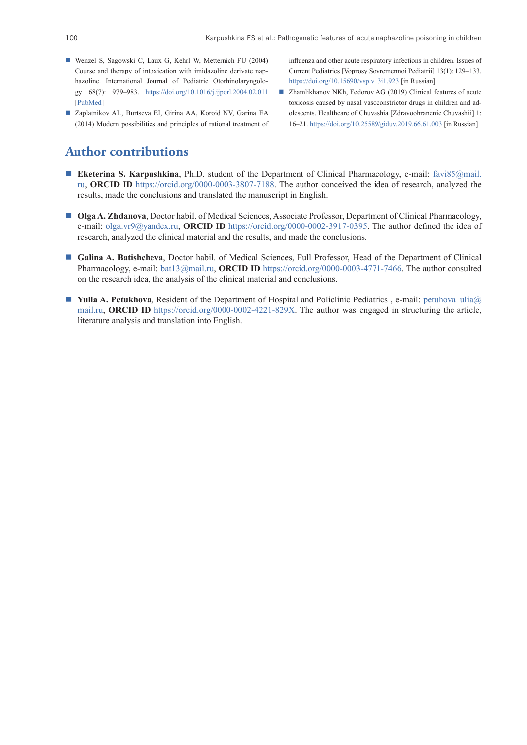- Wenzel S, Sagowski C, Laux G, Kehrl W, Metternich FU (2004) Course and therapy of intoxication with imidazoline derivate naphazoline. International Journal of Pediatric Otorhinolaryngology 68(7): 979–983. https://doi.org/10.1016/j.ijporl.2004.02.011 [PubMed]
- Zaplatnikov AL, Burtseva EI, Girina AA, Koroid NV, Garina EA (2014) Modern possibilities and principles of rational treatment of influenza and other acute respiratory infections in children. Issues of Current Pediatrics [Voprosy Sovremennoi Pediatrii] 13(1): 129–133. https://doi.org/10.15690/vsp.v13i1.923 [in Russian]
- Zhamlikhanov NKh, Fedorov AG (2019) Clinical features of acute toxicosis caused by nasal vasoconstrictor drugs in children and adolescents. Healthcare of Chuvashia [Zdravoohranenie Chuvashii] 1: 16–21. https://doi.org/10.25589/giduv.2019.66.61.003 [in Russian]

# Author contributions

- **Eketerina S. Karpushkina**, Ph.D. student of the Department of Clinical Pharmacology, e-mail: favi85@mail.ru, **ORCID ID** https://orcid.org/0000-0003-3807-7188. The author conceived the idea of research, analyzed the results, made the conclusions and translated the manuscript in English.
- **Olga A. Zhdanova**, Doctor habil. of Medical Sciences, Associate Professor, Department of Clinical Pharmacology, e-mail: olga.vr9@yandex.ru, **ORCID ID** https://orcid.org/0000-0002-3917-0395. The author defined the idea of research, analyzed the clinical material and the results, and made the conclusions.
- **Galina A. Batishcheva**, Doctor habil. of Medical Sciences, Full Professor, Head of the Department of Clinical Pharmacology, e-mail: bat13@mail.ru, **ORCID ID** https://orcid.org/0000-0003-4771-7466. The author consulted on the research idea, the analysis of the clinical material and conclusions.
- **Yulia A. Petukhova**, Resident of the Department of Hospital and Policlinic Pediatrics , e-mail: petuhova_ulia@mail.ru, **ORCID ID** https://orcid.org/0000-0002-4221-829X. The author was engaged in structuring the article, literature analysis and translation into English.